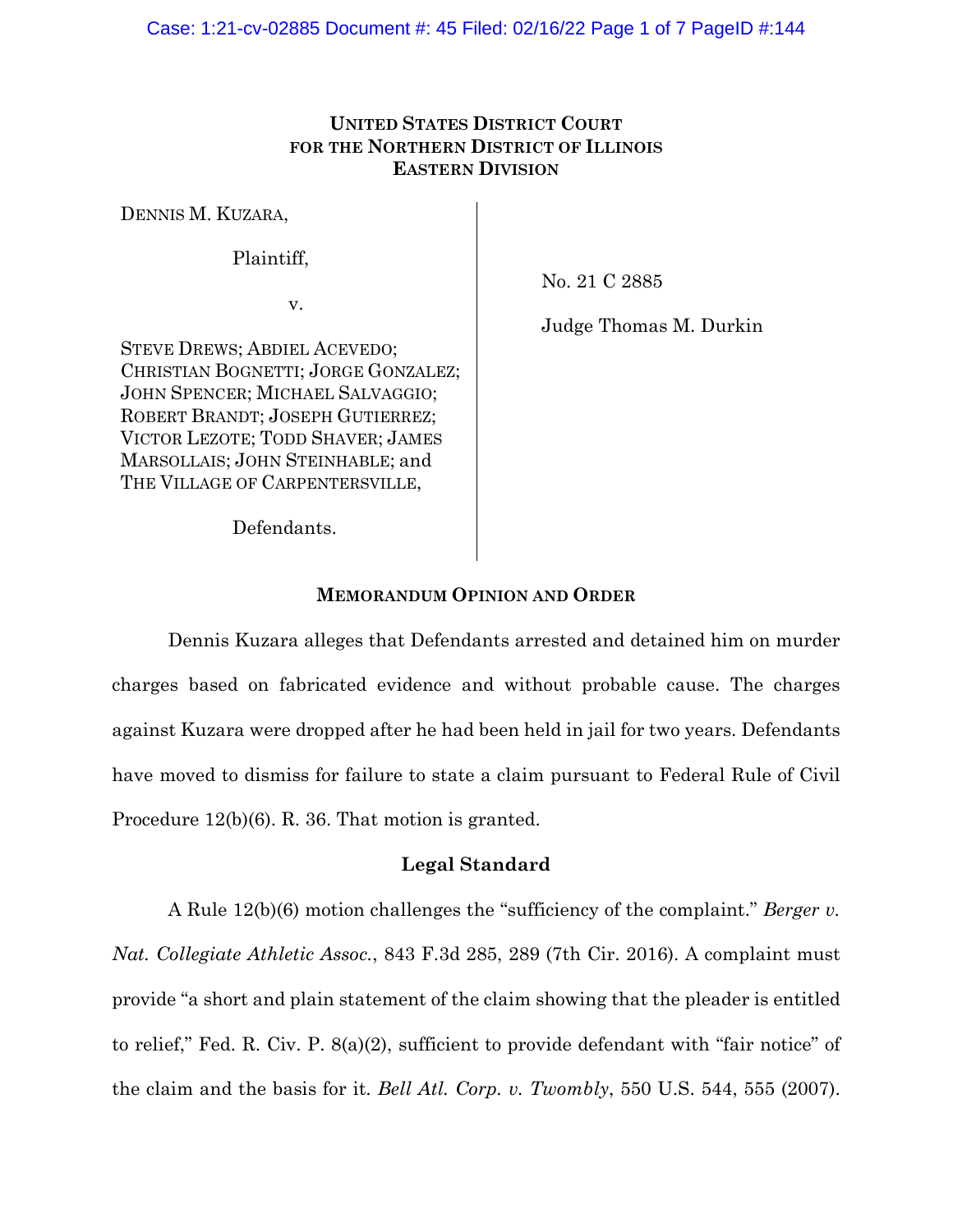**UNITED STATES DISTRICT COURT**
**FOR THE NORTHERN DISTRICT OF ILLINOIS**
**EASTERN DIVISION**

DENNIS M. KUZARA,

Plaintiff,

v.

STEVE DREWS; ABDIEL ACEVEDO; CHRISTIAN BOGNETTI; JORGE GONZALEZ; JOHN SPENCER; MICHAEL SALVAGGIO; ROBERT BRANDT; JOSEPH GUTIERREZ; VICTOR LEZOTE; TODD SHAVER; JAMES MARSOLLAIS; JOHN STEINHABLE; and THE VILLAGE OF CARPENTERSVILLE,

Defendants.

No. 21 C 2885

Judge Thomas M. Durkin

**MEMORANDUM OPINION AND ORDER**

Dennis Kuzara alleges that Defendants arrested and detained him on murder charges based on fabricated evidence and without probable cause. The charges against Kuzara were dropped after he had been held in jail for two years. Defendants have moved to dismiss for failure to state a claim pursuant to Federal Rule of Civil Procedure 12(b)(6). R. 36. That motion is granted.

**Legal Standard**

A Rule 12(b)(6) motion challenges the "sufficiency of the complaint." *Berger v. Nat. Collegiate Athletic Assoc.*, 843 F.3d 285, 289 (7th Cir. 2016). A complaint must provide "a short and plain statement of the claim showing that the pleader is entitled to relief," Fed. R. Civ. P. 8(a)(2), sufficient to provide defendant with "fair notice" of the claim and the basis for it. *Bell Atl. Corp. v. Twombly*, 550 U.S. 544, 555 (2007).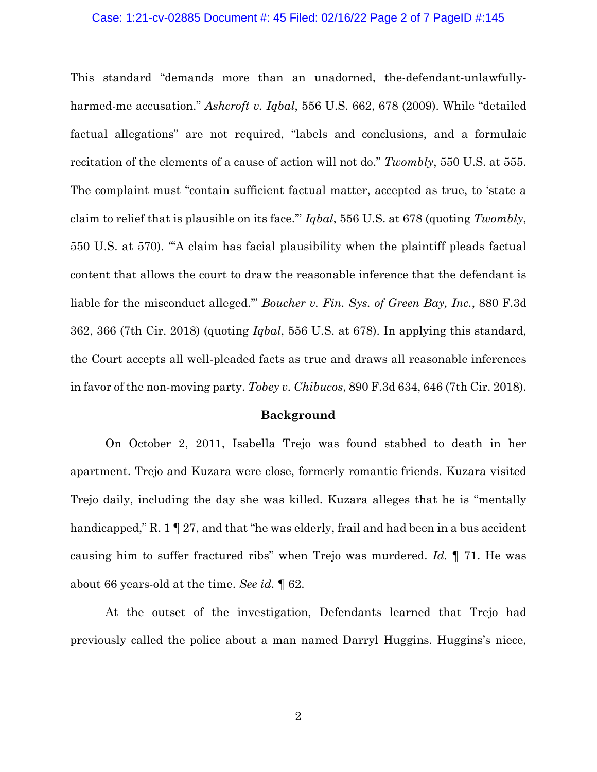This standard "demands more than an unadorned, the-defendant-unlawfully-harmed-me accusation." *Ashcroft v. Iqbal*, 556 U.S. 662, 678 (2009). While "detailed factual allegations" are not required, "labels and conclusions, and a formulaic recitation of the elements of a cause of action will not do." *Twombly*, 550 U.S. at 555. The complaint must "contain sufficient factual matter, accepted as true, to 'state a claim to relief that is plausible on its face.'" *Iqbal*, 556 U.S. at 678 (quoting *Twombly*, 550 U.S. at 570). "'A claim has facial plausibility when the plaintiff pleads factual content that allows the court to draw the reasonable inference that the defendant is liable for the misconduct alleged.'" *Boucher v. Fin. Sys. of Green Bay, Inc.*, 880 F.3d 362, 366 (7th Cir. 2018) (quoting *Iqbal*, 556 U.S. at 678). In applying this standard, the Court accepts all well-pleaded facts as true and draws all reasonable inferences in favor of the non-moving party. *Tobey v. Chibucos*, 890 F.3d 634, 646 (7th Cir. 2018).

**Background**

On October 2, 2011, Isabella Trejo was found stabbed to death in her apartment. Trejo and Kuzara were close, formerly romantic friends. Kuzara visited Trejo daily, including the day she was killed. Kuzara alleges that he is "mentally handicapped," R. 1 ¶ 27, and that "he was elderly, frail and had been in a bus accident causing him to suffer fractured ribs" when Trejo was murdered. *Id.* ¶ 71. He was about 66 years-old at the time. *See id.* ¶ 62.

At the outset of the investigation, Defendants learned that Trejo had previously called the police about a man named Darryl Huggins. Huggins's niece,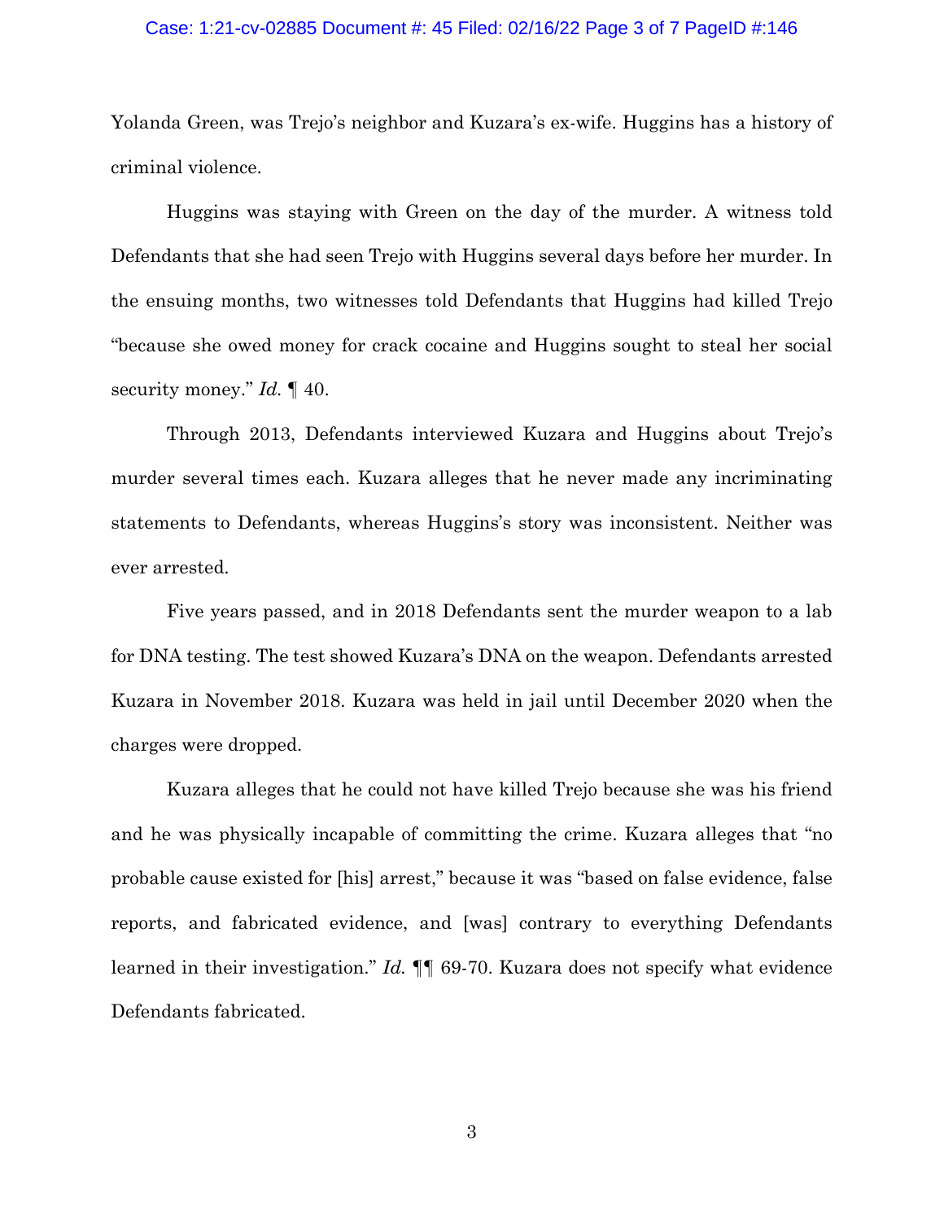Yolanda Green, was Trejo's neighbor and Kuzara's ex-wife. Huggins has a history of criminal violence.

Huggins was staying with Green on the day of the murder. A witness told Defendants that she had seen Trejo with Huggins several days before her murder. In the ensuing months, two witnesses told Defendants that Huggins had killed Trejo "because she owed money for crack cocaine and Huggins sought to steal her social security money." *Id.* ¶ 40.

Through 2013, Defendants interviewed Kuzara and Huggins about Trejo's murder several times each. Kuzara alleges that he never made any incriminating statements to Defendants, whereas Huggins's story was inconsistent. Neither was ever arrested.

Five years passed, and in 2018 Defendants sent the murder weapon to a lab for DNA testing. The test showed Kuzara's DNA on the weapon. Defendants arrested Kuzara in November 2018. Kuzara was held in jail until December 2020 when the charges were dropped.

Kuzara alleges that he could not have killed Trejo because she was his friend and he was physically incapable of committing the crime. Kuzara alleges that "no probable cause existed for [his] arrest," because it was "based on false evidence, false reports, and fabricated evidence, and [was] contrary to everything Defendants learned in their investigation." *Id.* ¶¶ 69-70. Kuzara does not specify what evidence Defendants fabricated.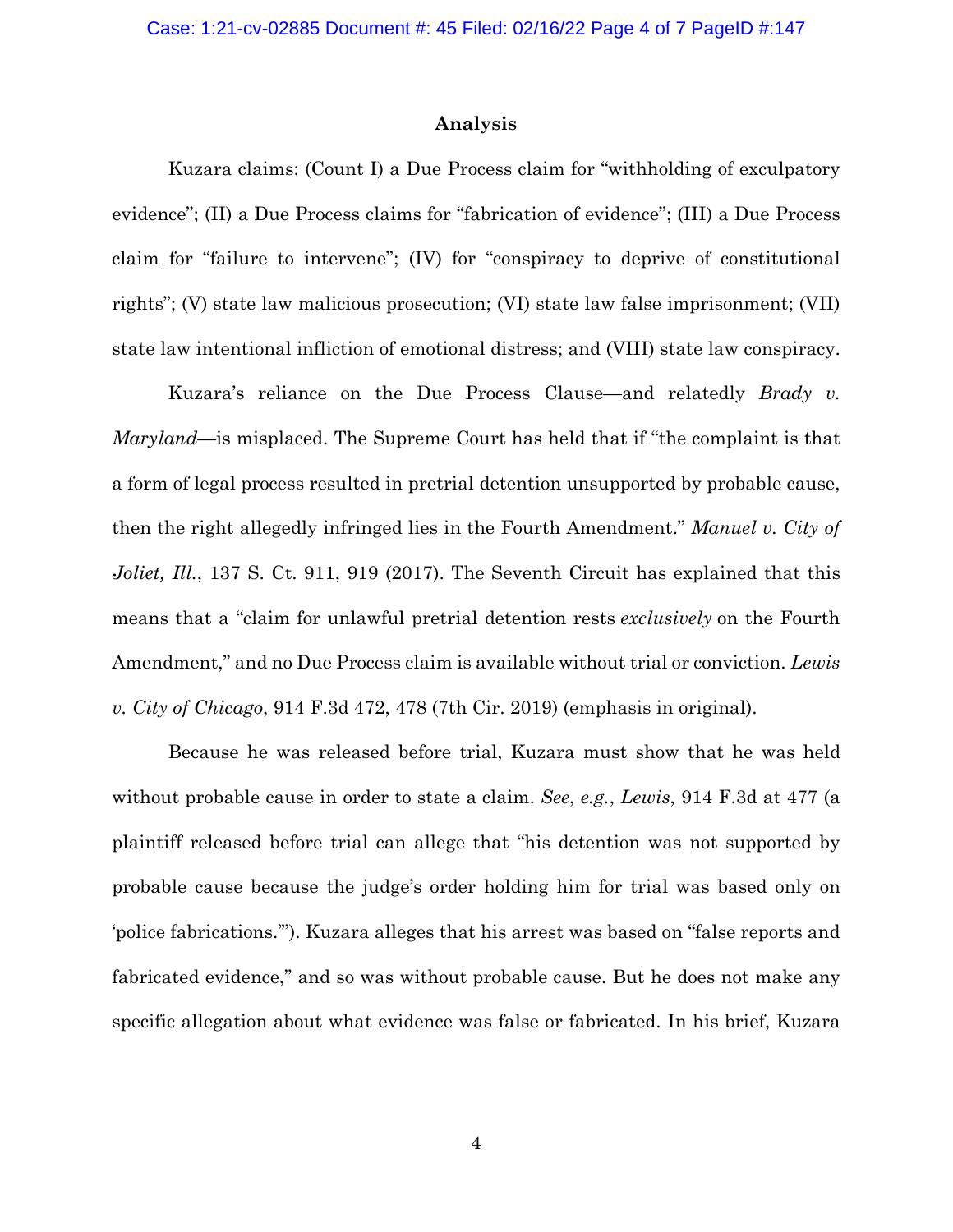## Analysis

Kuzara claims: (Count I) a Due Process claim for "withholding of exculpatory evidence"; (II) a Due Process claims for "fabrication of evidence"; (III) a Due Process claim for "failure to intervene"; (IV) for "conspiracy to deprive of constitutional rights"; (V) state law malicious prosecution; (VI) state law false imprisonment; (VII) state law intentional infliction of emotional distress; and (VIII) state law conspiracy.

Kuzara's reliance on the Due Process Clause—and relatedly *Brady v. Maryland*—is misplaced. The Supreme Court has held that if "the complaint is that a form of legal process resulted in pretrial detention unsupported by probable cause, then the right allegedly infringed lies in the Fourth Amendment." *Manuel v. City of Joliet, Ill.*, 137 S. Ct. 911, 919 (2017). The Seventh Circuit has explained that this means that a "claim for unlawful pretrial detention rests *exclusively* on the Fourth Amendment," and no Due Process claim is available without trial or conviction. *Lewis v. City of Chicago*, 914 F.3d 472, 478 (7th Cir. 2019) (emphasis in original).

Because he was released before trial, Kuzara must show that he was held without probable cause in order to state a claim. *See*, *e.g.*, *Lewis*, 914 F.3d at 477 (a plaintiff released before trial can allege that "his detention was not supported by probable cause because the judge's order holding him for trial was based only on 'police fabrications.'"). Kuzara alleges that his arrest was based on "false reports and fabricated evidence," and so was without probable cause. But he does not make any specific allegation about what evidence was false or fabricated. In his brief, Kuzara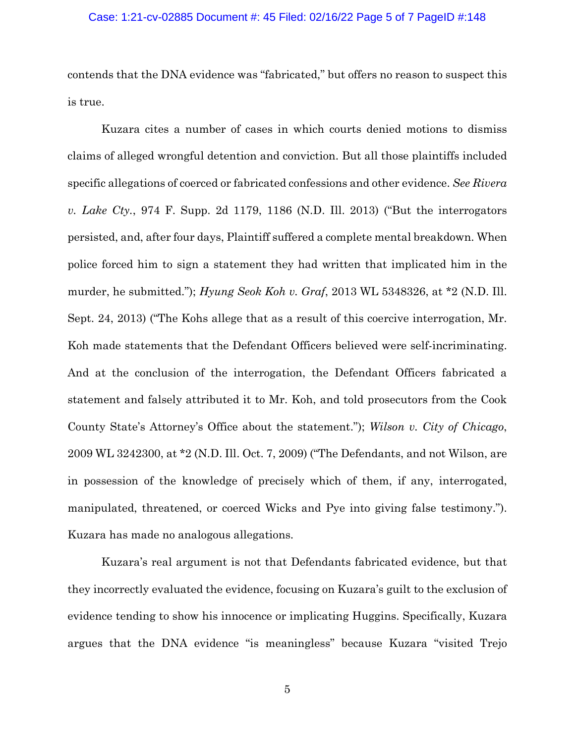contends that the DNA evidence was "fabricated," but offers no reason to suspect this is true.

Kuzara cites a number of cases in which courts denied motions to dismiss claims of alleged wrongful detention and conviction. But all those plaintiffs included specific allegations of coerced or fabricated confessions and other evidence. *See Rivera v. Lake Cty.*, 974 F. Supp. 2d 1179, 1186 (N.D. Ill. 2013) ("But the interrogators persisted, and, after four days, Plaintiff suffered a complete mental breakdown. When police forced him to sign a statement they had written that implicated him in the murder, he submitted."); *Hyung Seok Koh v. Graf*, 2013 WL 5348326, at *2 (N.D. Ill. Sept. 24, 2013) ("The Kohs allege that as a result of this coercive interrogation, Mr. Koh made statements that the Defendant Officers believed were self-incriminating. And at the conclusion of the interrogation, the Defendant Officers fabricated a statement and falsely attributed it to Mr. Koh, and told prosecutors from the Cook County State's Attorney's Office about the statement."); *Wilson v. City of Chicago*, 2009 WL 3242300, at *2 (N.D. Ill. Oct. 7, 2009) ("The Defendants, and not Wilson, are in possession of the knowledge of precisely which of them, if any, interrogated, manipulated, threatened, or coerced Wicks and Pye into giving false testimony."). Kuzara has made no analogous allegations.

Kuzara's real argument is not that Defendants fabricated evidence, but that they incorrectly evaluated the evidence, focusing on Kuzara's guilt to the exclusion of evidence tending to show his innocence or implicating Huggins. Specifically, Kuzara argues that the DNA evidence "is meaningless" because Kuzara "visited Trejo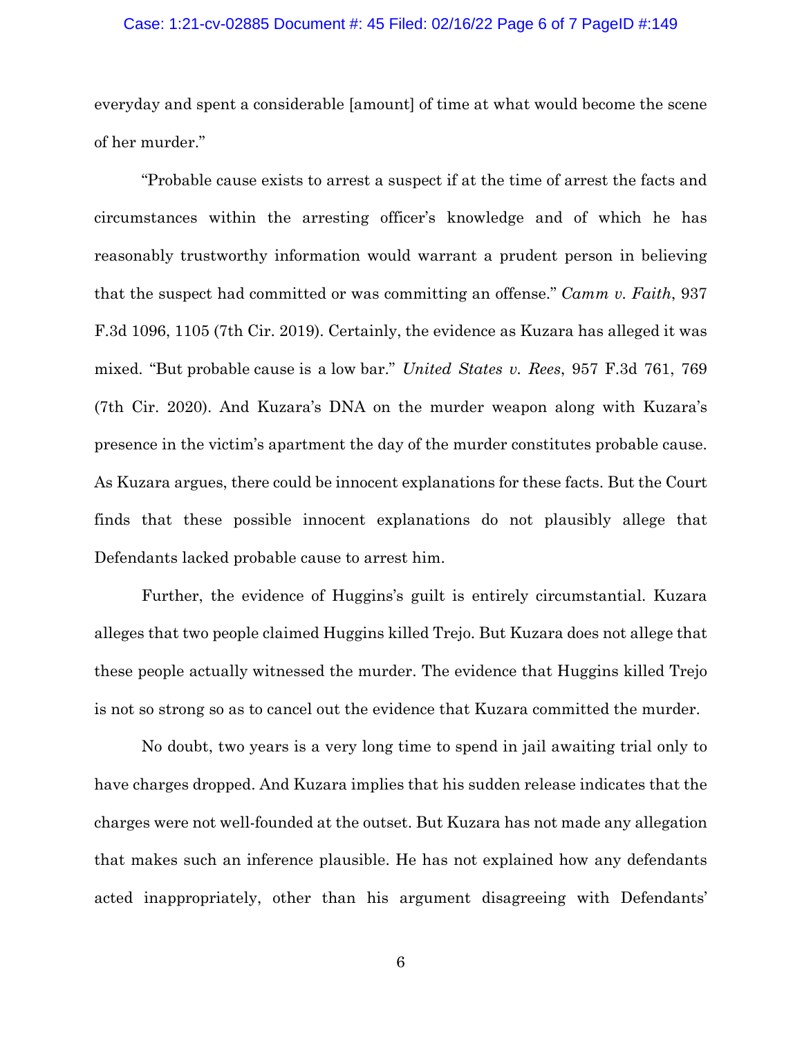everyday and spent a considerable [amount] of time at what would become the scene of her murder."

"Probable cause exists to arrest a suspect if at the time of arrest the facts and circumstances within the arresting officer's knowledge and of which he has reasonably trustworthy information would warrant a prudent person in believing that the suspect had committed or was committing an offense." *Camm v. Faith*, 937 F.3d 1096, 1105 (7th Cir. 2019). Certainly, the evidence as Kuzara has alleged it was mixed. "But probable cause is a low bar." *United States v. Rees*, 957 F.3d 761, 769 (7th Cir. 2020). And Kuzara's DNA on the murder weapon along with Kuzara's presence in the victim's apartment the day of the murder constitutes probable cause. As Kuzara argues, there could be innocent explanations for these facts. But the Court finds that these possible innocent explanations do not plausibly allege that Defendants lacked probable cause to arrest him.

Further, the evidence of Huggins's guilt is entirely circumstantial. Kuzara alleges that two people claimed Huggins killed Trejo. But Kuzara does not allege that these people actually witnessed the murder. The evidence that Huggins killed Trejo is not so strong so as to cancel out the evidence that Kuzara committed the murder.

No doubt, two years is a very long time to spend in jail awaiting trial only to have charges dropped. And Kuzara implies that his sudden release indicates that the charges were not well-founded at the outset. But Kuzara has not made any allegation that makes such an inference plausible. He has not explained how any defendants acted inappropriately, other than his argument disagreeing with Defendants'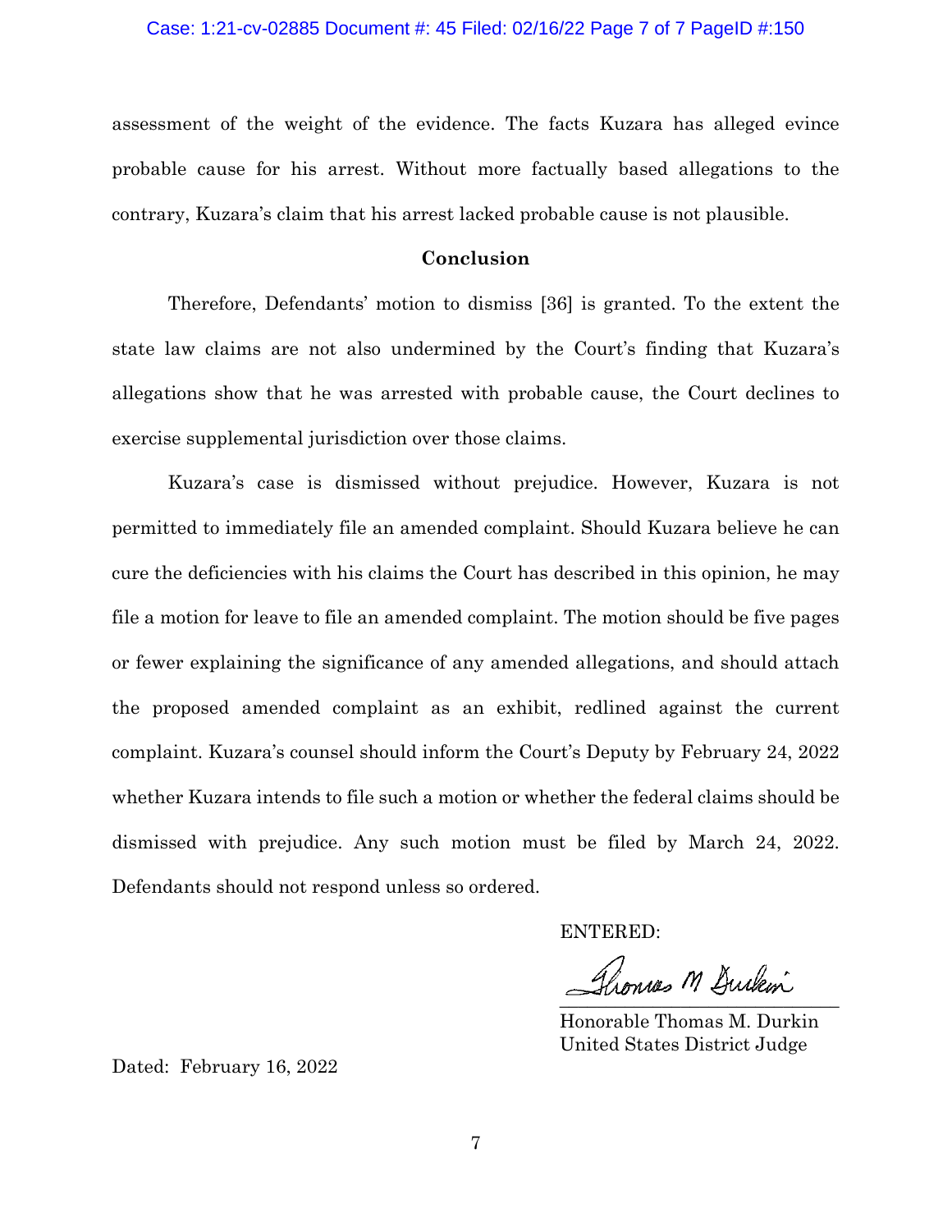assessment of the weight of the evidence. The facts Kuzara has alleged evince probable cause for his arrest. Without more factually based allegations to the contrary, Kuzara's claim that his arrest lacked probable cause is not plausible.

**Conclusion**

Therefore, Defendants' motion to dismiss [36] is granted. To the extent the state law claims are not also undermined by the Court's finding that Kuzara's allegations show that he was arrested with probable cause, the Court declines to exercise supplemental jurisdiction over those claims.

Kuzara's case is dismissed without prejudice. However, Kuzara is not permitted to immediately file an amended complaint. Should Kuzara believe he can cure the deficiencies with his claims the Court has described in this opinion, he may file a motion for leave to file an amended complaint. The motion should be five pages or fewer explaining the significance of any amended allegations, and should attach the proposed amended complaint as an exhibit, redlined against the current complaint. Kuzara's counsel should inform the Court's Deputy by February 24, 2022 whether Kuzara intends to file such a motion or whether the federal claims should be dismissed with prejudice. Any such motion must be filed by March 24, 2022. Defendants should not respond unless so ordered.

ENTERED:

Thomas M Durkin

Honorable Thomas M. Durkin
United States District Judge

Dated: February 16, 2022